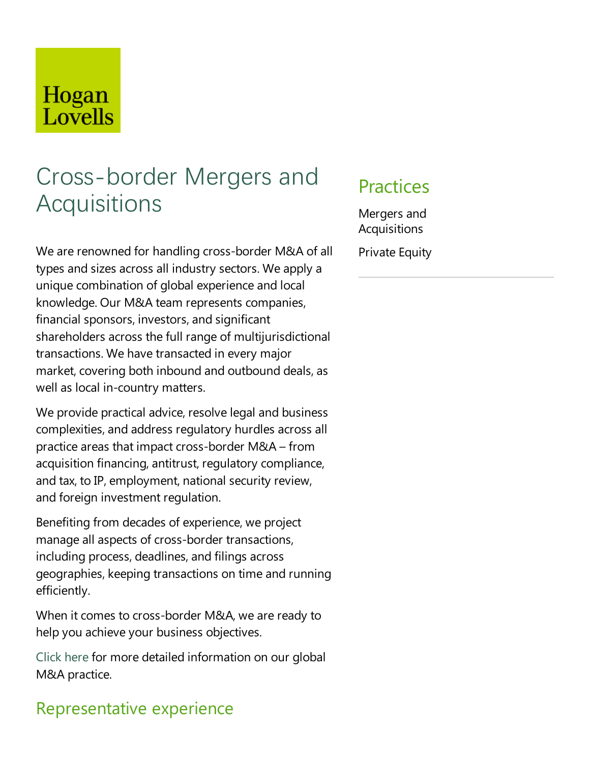Hogan Lovells

# Cross-border Mergers and Acquisitions

We are renowned for handling cross-border M&A of all types and sizes across all industry sectors. We apply a unique combination of global experience and local knowledge. Our M&A team represents companies, financial sponsors, investors, and significant shareholders across the full range of multijurisdictional transactions. We have transacted in every major market, covering both inbound and outbound deals, as well as local in-country matters.

We provide practical advice, resolve legal and business complexities, and address regulatory hurdles across all practice areas that impact cross-border M&A – from acquisition financing, antitrust, regulatory compliance, and tax, to IP, employment, national security review, and foreign investment regulation.

Benefiting from decades of experience, we project manage all aspects of cross-border transactions, including process, deadlines, and filings across geographies, keeping transactions on time and running efficiently.

When it comes to cross-border M&A, we are ready to help you achieve your business objectives.

Click here for more detailed information on our global M&A practice.

## Practices

Mergers and Acquisitions

Private Equity

## Representative experience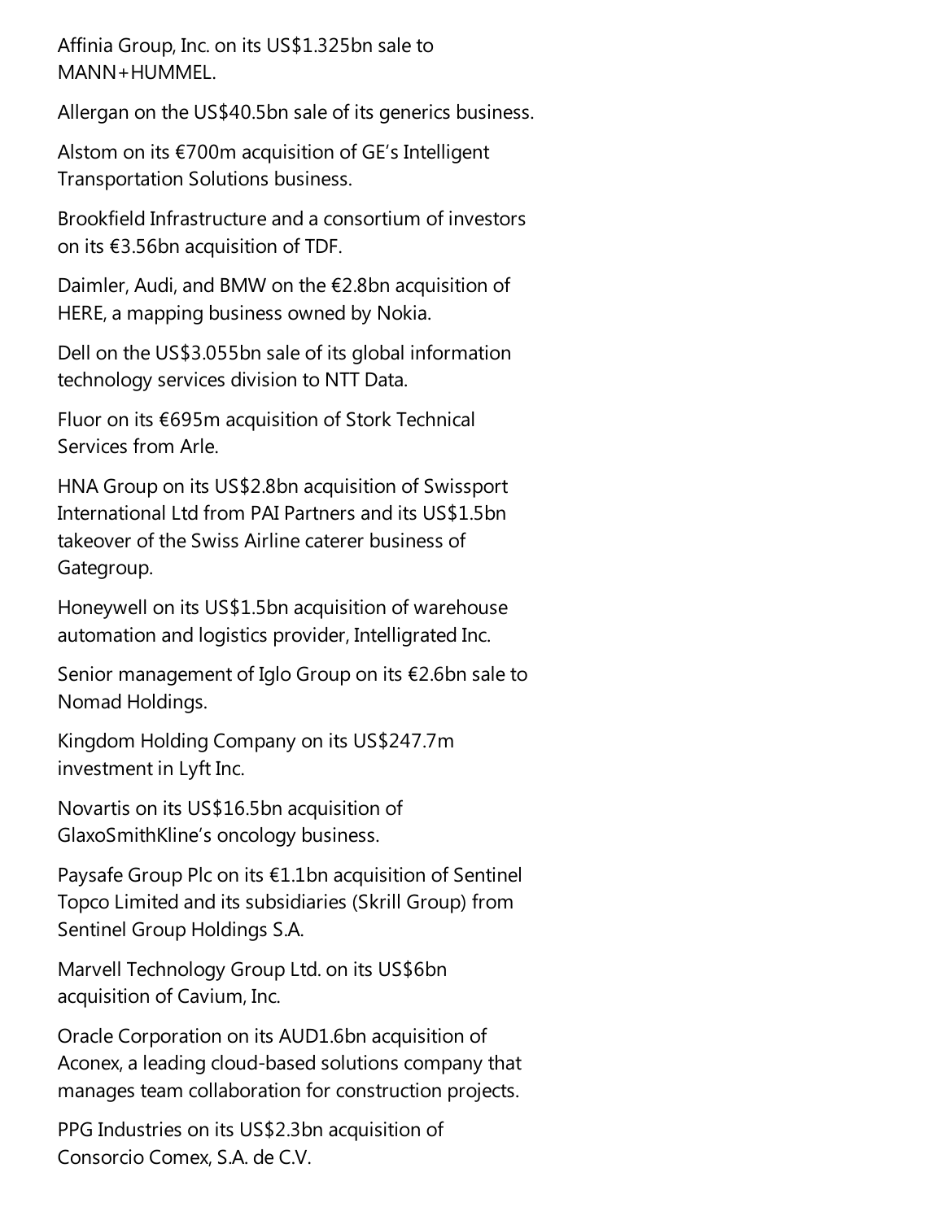Affinia Group, Inc. on its US$1.325bn sale to MANN+HUMMEL.

Allergan on the US$40.5bn sale of its generics business.

Alstom on its €700m acquisition of GE's Intelligent Transportation Solutions business.

Brookfield Infrastructure and a consortium of investors on its €3.56bn acquisition of TDF.

Daimler, Audi, and BMW on the €2.8bn acquisition of HERE, a mapping business owned by Nokia.

Dell on the US$3.055bn sale of its global information technology services division to NTT Data.

Fluor on its €695m acquisition of Stork Technical Services from Arle.

HNA Group on its US$2.8bn acquisition of Swissport International Ltd from PAI Partners and its US$1.5bn takeover of the Swiss Airline caterer business of Gategroup.

Honeywell on its US$1.5bn acquisition of warehouse automation and logistics provider, Intelligrated Inc.

Senior management of Iglo Group on its €2.6bn sale to Nomad Holdings.

Kingdom Holding Company on its US$247.7m investment in Lyft Inc.

Novartis on its US$16.5bn acquisition of GlaxoSmithKline's oncology business.

Paysafe Group Plc on its €1.1bn acquisition of Sentinel Topco Limited and its subsidiaries (Skrill Group) from Sentinel Group Holdings S.A.

Marvell Technology Group Ltd. on its US$6bn acquisition of Cavium, Inc.

Oracle Corporation on its AUD1.6bn acquisition of Aconex, a leading cloud-based solutions company that manages team collaboration for construction projects.

PPG Industries on its US$2.3bn acquisition of Consorcio Comex, S.A. de C.V.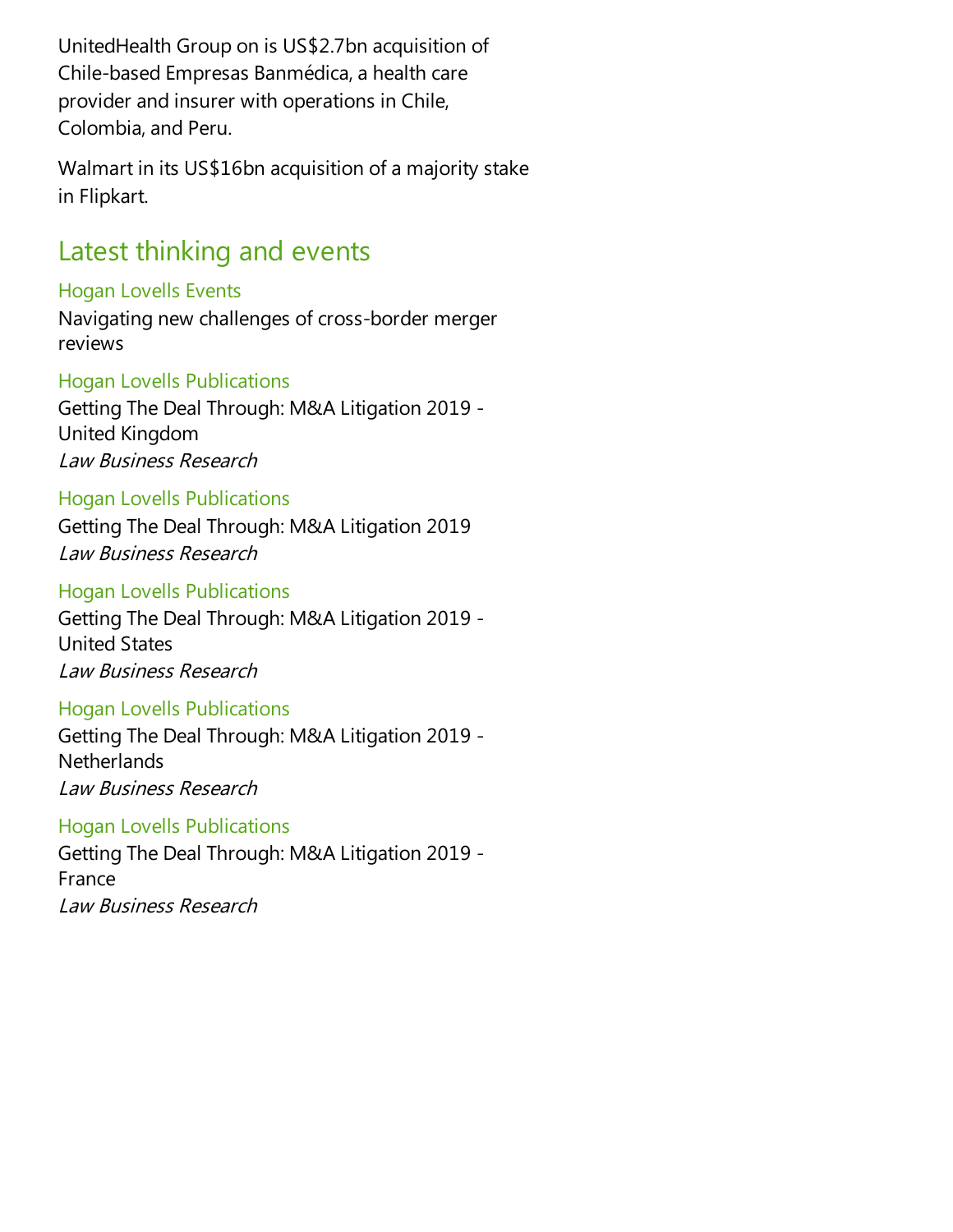UnitedHealth Group on is US$2.7bn acquisition of Chile-based Empresas Banmédica, a health care provider and insurer with operations in Chile, Colombia, and Peru.

Walmart in its US$16bn acquisition of a majority stake in Flipkart.

## Latest thinking and events

Hogan Lovells Events

Navigating new challenges of cross-border merger reviews

Hogan Lovells Publications

Getting The Deal Through: M&A Litigation 2019 - United Kingdom
*Law Business Research*

Hogan Lovells Publications

Getting The Deal Through: M&A Litigation 2019
*Law Business Research*

Hogan Lovells Publications

Getting The Deal Through: M&A Litigation 2019 - United States
*Law Business Research*

Hogan Lovells Publications

Getting The Deal Through: M&A Litigation 2019 - Netherlands
*Law Business Research*

Hogan Lovells Publications

Getting The Deal Through: M&A Litigation 2019 - France
*Law Business Research*